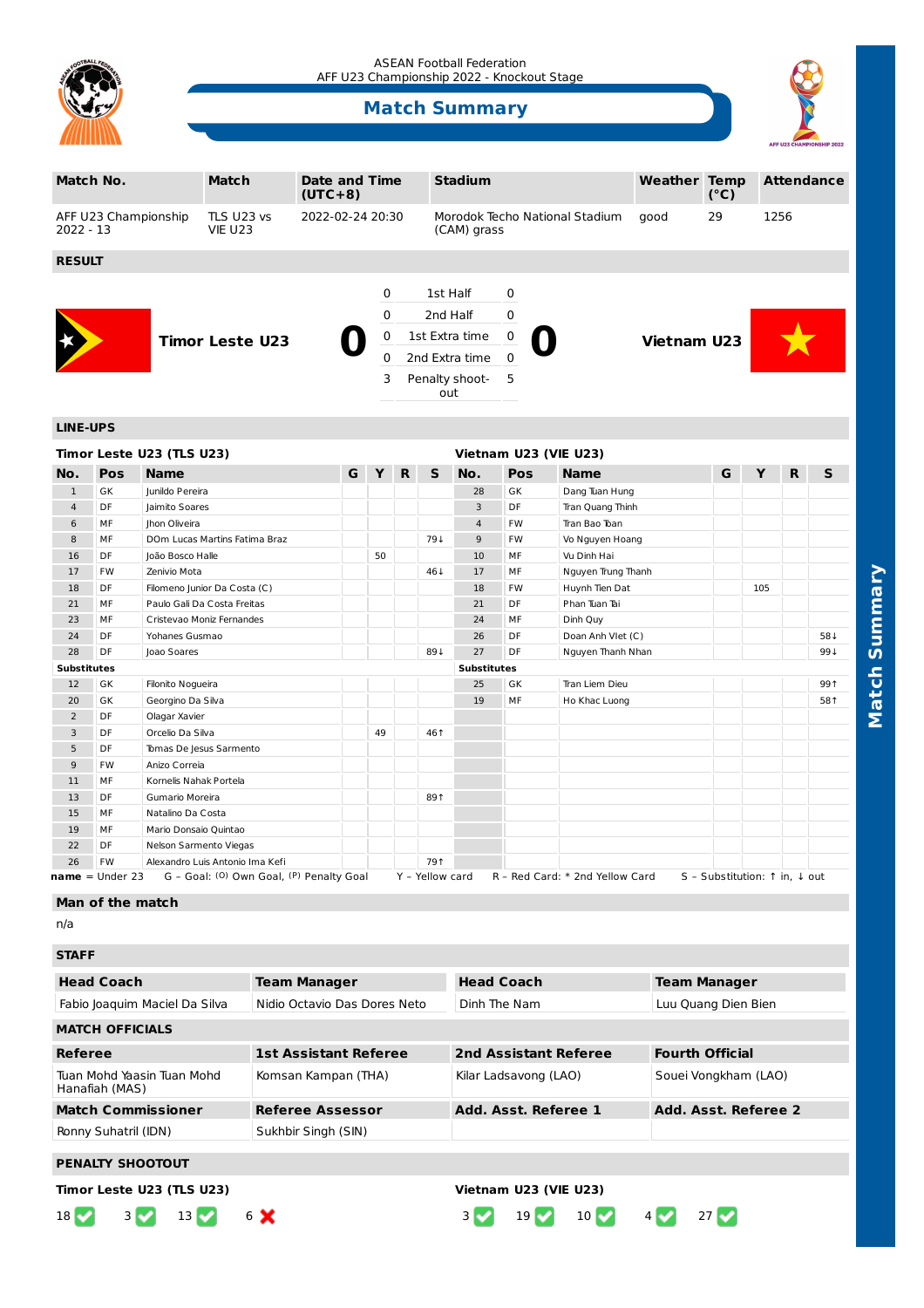ASEAN Football Federation
AFF U23 Championship 2022 - Knockout Stage

# Match Summary

| Match No. | Match | Date and Time (UTC+8) | Stadium | Weather | Temp (°C) | Attendance |
|---|---|---|---|---|---|---|
| AFF U23 Championship 2022 - 13 | TLS U23 vs VIE U23 | 2022-02-24 20:30 | Morodok Techo National Stadium (CAM) grass | good | 29 | 1256 |

## RESULT

**Timor Leste U23** **0** – **0** **Vietnam U23**

| TLS | Period | VIE |
|---|---|---|
| 0 | 1st Half | 0 |
| 0 | 2nd Half | 0 |
| 0 | 1st Extra time | 0 |
| 0 | 2nd Extra time | 0 |
| 3 | Penalty shoot-out | 5 |

## LINE-UPS

### Timor Leste U23 (TLS U23)

| No. | Pos | Name | G | Y | R | S |
|---|---|---|---|---|---|---|
| 1 | GK | Junildo Pereira | | | | |
| 4 | DF | Jaimito Soares | | | | |
| 6 | MF | Jhon Oliveira | | | | |
| 8 | MF | DOm Lucas Martins Fatima Braz | | | | 79↓ |
| 16 | DF | João Bosco Halle | | 50 | | |
| 17 | FW | Zenivio Mota | | | | 46↓ |
| 18 | DF | Filomeno Junior Da Costa (C) | | | | |
| 21 | MF | Paulo Gali Da Costa Freitas | | | | |
| 23 | MF | Cristevao Moniz Fernandes | | | | |
| 24 | DF | Yohanes Gusmao | | | | |
| 28 | DF | Joao Soares | | | | 89↓ |
| **Substitutes** | | | | | | |
| 12 | GK | Filonito Nogueira | | | | |
| 20 | GK | Georgino Da Silva | | | | |
| 2 | DF | Olagar Xavier | | | | |
| 3 | DF | Orcelio Da Silva | | 49 | | 46↑ |
| 5 | DF | Tomas De Jesus Sarmento | | | | |
| 9 | FW | Anizo Correia | | | | |
| 11 | MF | Kornelis Nahak Portela | | | | |
| 13 | DF | Gumario Moreira | | | | 89↑ |
| 15 | MF | Natalino Da Costa | | | | |
| 19 | MF | Mario Donsaio Quintao | | | | |
| 22 | DF | Nelson Sarmento Viegas | | | | |
| 26 | FW | Alexandro Luis Antonio Ima Kefi | | | | 79↑ |

### Vietnam U23 (VIE U23)

| No. | Pos | Name | G | Y | R | S |
|---|---|---|---|---|---|---|
| 28 | GK | Dang Tuan Hung | | | | |
| 3 | DF | Tran Quang Thinh | | | | |
| 4 | FW | Tran Bao Toan | | | | |
| 9 | FW | Vo Nguyen Hoang | | | | |
| 10 | MF | Vu Dinh Hai | | | | |
| 17 | MF | Nguyen Trung Thanh | | | | |
| 18 | FW | Huynh Tien Dat | | 105 | | |
| 21 | DF | Phan Tuan Tai | | | | |
| 24 | MF | Dinh Quy | | | | |
| 26 | DF | Doan Anh Viet (C) | | | | 58↓ |
| 27 | DF | Nguyen Thanh Nhan | | | | 99↓ |
| **Substitutes** | | | | | | |
| 25 | GK | Tran Liem Dieu | | | | 99↑ |
| 19 | MF | Ho Khac Luong | | | | 58↑ |

**name** = Under 23 G – Goal: (O) Own Goal, (P) Penalty Goal Y – Yellow card R – Red Card: * 2nd Yellow Card S – Substitution: ↑ in, ↓ out

## Man of the match

n/a

## STAFF

| | Head Coach | Team Manager |
|---|---|---|
| Timor Leste U23 | Fabio Joaquim Maciel Da Silva | Nidio Octavio Das Dores Neto |
| Vietnam U23 | Dinh The Nam | Luu Quang Dien Bien |

## MATCH OFFICIALS

| Referee | 1st Assistant Referee | 2nd Assistant Referee | Fourth Official |
|---|---|---|---|
| Tuan Mohd Yaasin Tuan Mohd Hanafiah (MAS) | Komsan Kampan (THA) | Kilar Ladsavong (LAO) | Souei Vongkham (LAO) |

| Match Commissioner | Referee Assessor | Add. Asst. Referee 1 | Add. Asst. Referee 2 |
|---|---|---|---|
| Ronny Suhatril (IDN) | Sukhbir Singh (SIN) | | |

## PENALTY SHOOTOUT

**Timor Leste U23 (TLS U23)**

18 ✔ 3 ✔ 13 ✔ 6 ✘

**Vietnam U23 (VIE U23)**

3 ✔ 19 ✔ 10 ✔ 4 ✔ 27 ✔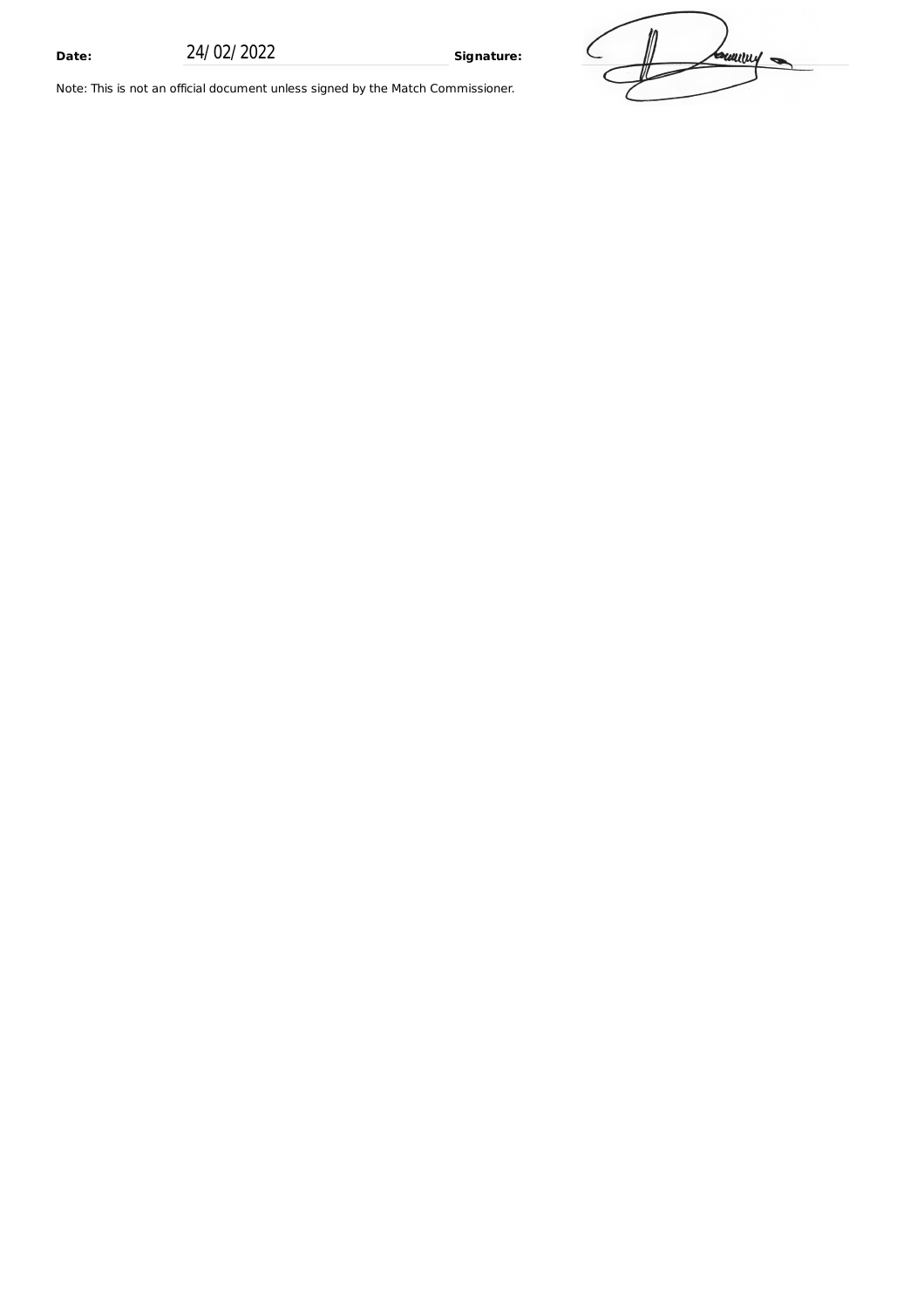**Date:** 24/02/2022 **Signature:**

Note: This is not an official document unless signed by the Match Commissioner.